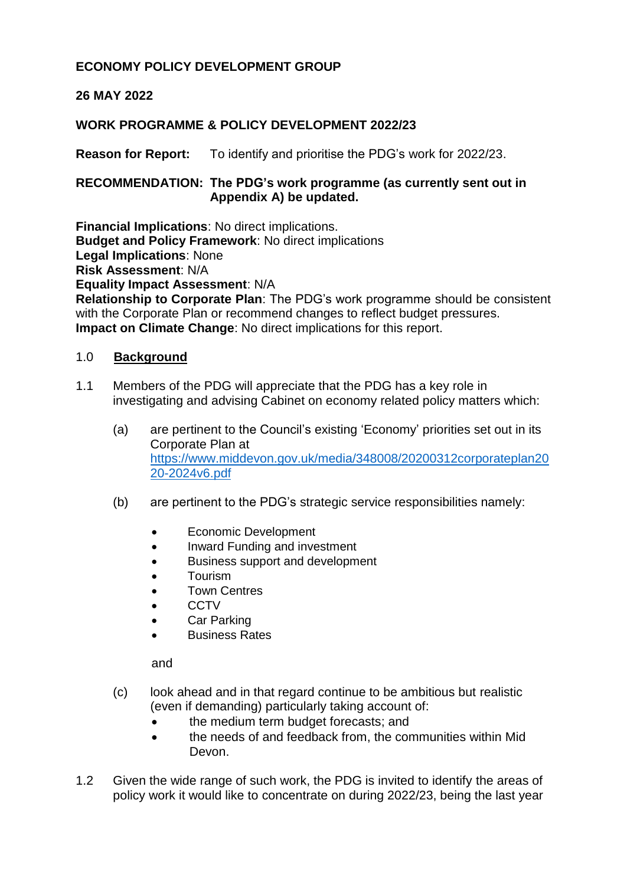**ECONOMY POLICY DEVELOPMENT GROUP**

**26 MAY 2022**

**WORK PROGRAMME & POLICY DEVELOPMENT 2022/23**

**Reason for Report:** To identify and prioritise the PDG's work for 2022/23.

**RECOMMENDATION: The PDG's work programme (as currently sent out in Appendix A) be updated.**

**Financial Implications**: No direct implications.
**Budget and Policy Framework**: No direct implications
**Legal Implications**: None
**Risk Assessment**: N/A
**Equality Impact Assessment**: N/A
**Relationship to Corporate Plan**: The PDG's work programme should be consistent with the Corporate Plan or recommend changes to reflect budget pressures.
**Impact on Climate Change**: No direct implications for this report.

## 1.0 Background

1.1 Members of the PDG will appreciate that the PDG has a key role in investigating and advising Cabinet on economy related policy matters which:

(a) are pertinent to the Council's existing 'Economy' priorities set out in its Corporate Plan at https://www.middevon.gov.uk/media/348008/20200312corporateplan2020-2024v6.pdf

(b) are pertinent to the PDG's strategic service responsibilities namely:

- Economic Development
- Inward Funding and investment
- Business support and development
- Tourism
- Town Centres
- CCTV
- Car Parking
- Business Rates

and

(c) look ahead and in that regard continue to be ambitious but realistic (even if demanding) particularly taking account of:

- the medium term budget forecasts; and
- the needs of and feedback from, the communities within Mid Devon.

1.2 Given the wide range of such work, the PDG is invited to identify the areas of policy work it would like to concentrate on during 2022/23, being the last year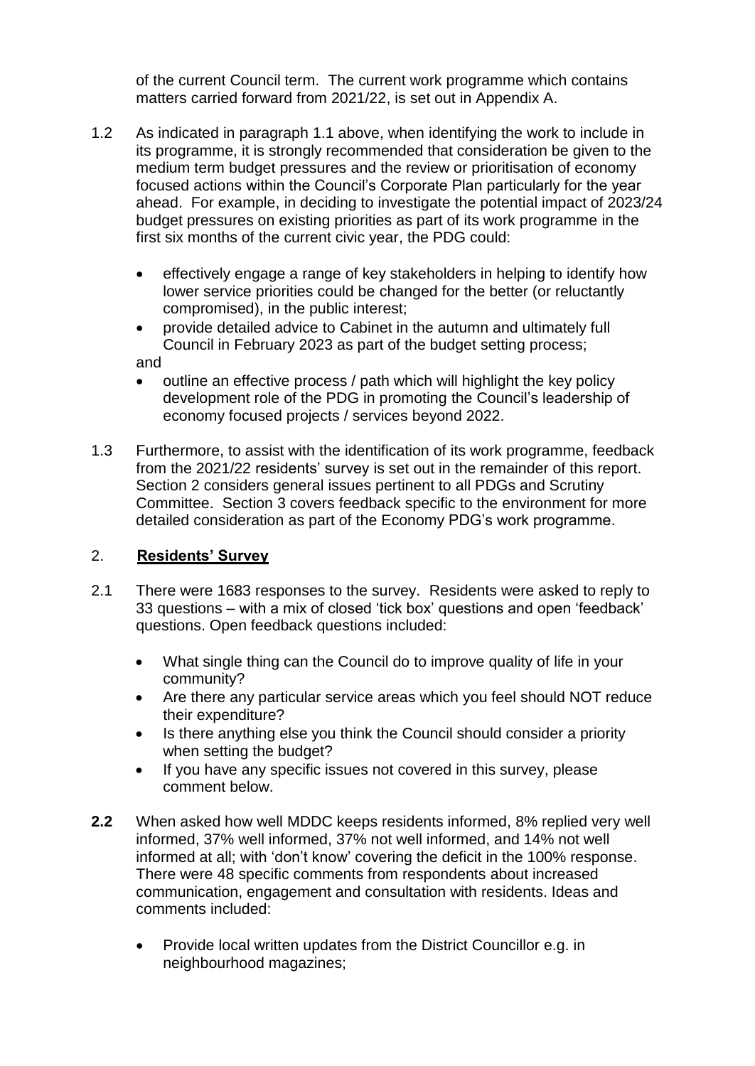of the current Council term. The current work programme which contains matters carried forward from 2021/22, is set out in Appendix A.

1.2 As indicated in paragraph 1.1 above, when identifying the work to include in its programme, it is strongly recommended that consideration be given to the medium term budget pressures and the review or prioritisation of economy focused actions within the Council's Corporate Plan particularly for the year ahead. For example, in deciding to investigate the potential impact of 2023/24 budget pressures on existing priorities as part of its work programme in the first six months of the current civic year, the PDG could:

- effectively engage a range of key stakeholders in helping to identify how lower service priorities could be changed for the better (or reluctantly compromised), in the public interest;
- provide detailed advice to Cabinet in the autumn and ultimately full Council in February 2023 as part of the budget setting process;

and

- outline an effective process / path which will highlight the key policy development role of the PDG in promoting the Council's leadership of economy focused projects / services beyond 2022.

1.3 Furthermore, to assist with the identification of its work programme, feedback from the 2021/22 residents' survey is set out in the remainder of this report. Section 2 considers general issues pertinent to all PDGs and Scrutiny Committee. Section 3 covers feedback specific to the environment for more detailed consideration as part of the Economy PDG's work programme.

## 2. Residents' Survey

2.1 There were 1683 responses to the survey. Residents were asked to reply to 33 questions – with a mix of closed 'tick box' questions and open 'feedback' questions. Open feedback questions included:

- What single thing can the Council do to improve quality of life in your community?
- Are there any particular service areas which you feel should NOT reduce their expenditure?
- Is there anything else you think the Council should consider a priority when setting the budget?
- If you have any specific issues not covered in this survey, please comment below.

**2.2** When asked how well MDDC keeps residents informed, 8% replied very well informed, 37% well informed, 37% not well informed, and 14% not well informed at all; with 'don't know' covering the deficit in the 100% response. There were 48 specific comments from respondents about increased communication, engagement and consultation with residents. Ideas and comments included:

- Provide local written updates from the District Councillor e.g. in neighbourhood magazines;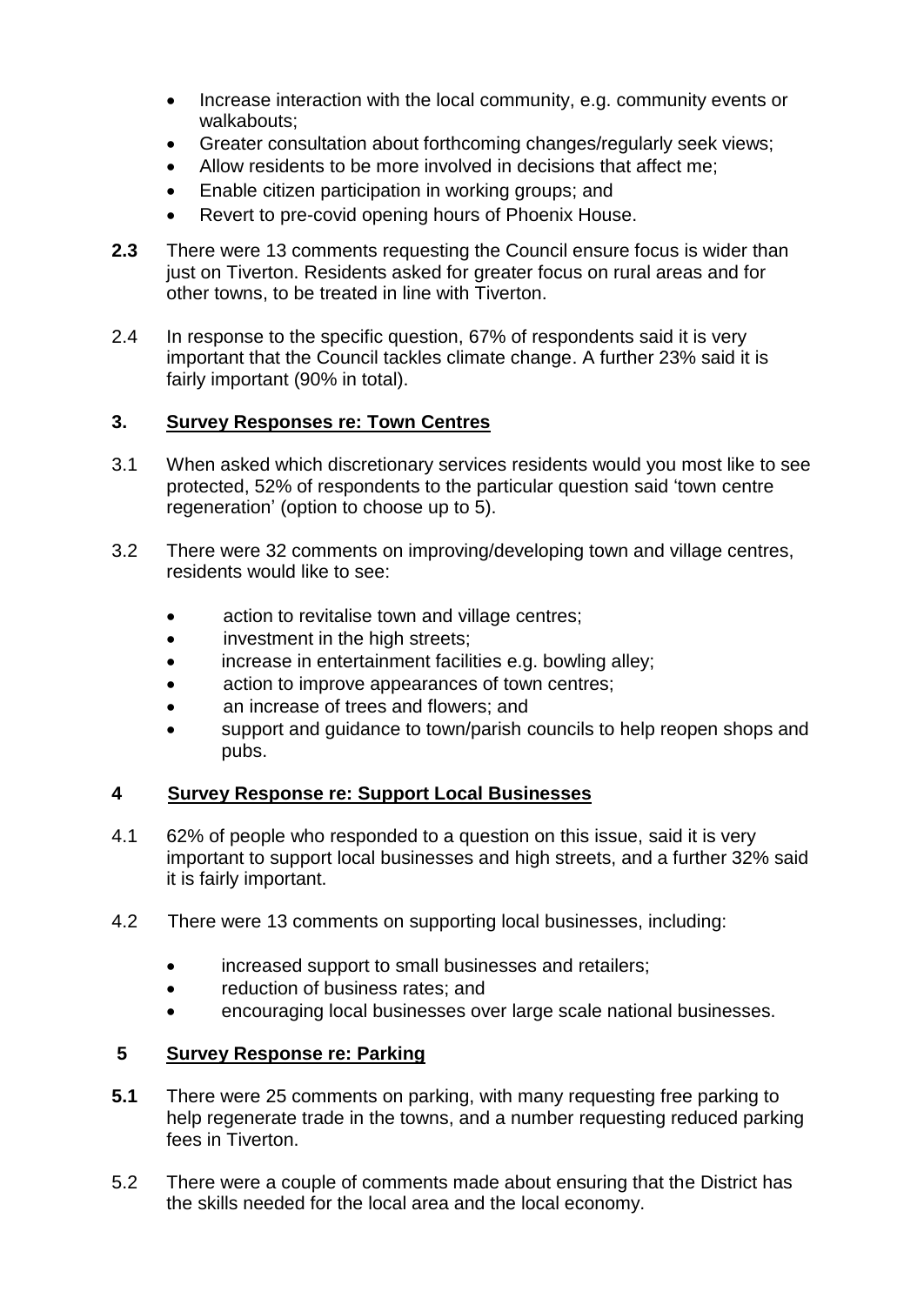- Increase interaction with the local community, e.g. community events or walkabouts;
- Greater consultation about forthcoming changes/regularly seek views;
- Allow residents to be more involved in decisions that affect me;
- Enable citizen participation in working groups; and
- Revert to pre-covid opening hours of Phoenix House.

**2.3** There were 13 comments requesting the Council ensure focus is wider than just on Tiverton. Residents asked for greater focus on rural areas and for other towns, to be treated in line with Tiverton.

2.4 In response to the specific question, 67% of respondents said it is very important that the Council tackles climate change. A further 23% said it is fairly important (90% in total).

## 3. Survey Responses re: Town Centres

3.1 When asked which discretionary services residents would you most like to see protected, 52% of respondents to the particular question said 'town centre regeneration' (option to choose up to 5).

3.2 There were 32 comments on improving/developing town and village centres, residents would like to see:

- action to revitalise town and village centres;
- investment in the high streets;
- increase in entertainment facilities e.g. bowling alley;
- action to improve appearances of town centres;
- an increase of trees and flowers; and
- support and guidance to town/parish councils to help reopen shops and pubs.

## 4 Survey Response re: Support Local Businesses

4.1 62% of people who responded to a question on this issue, said it is very important to support local businesses and high streets, and a further 32% said it is fairly important.

4.2 There were 13 comments on supporting local businesses, including:

- increased support to small businesses and retailers;
- reduction of business rates; and
- encouraging local businesses over large scale national businesses.

## 5 Survey Response re: Parking

**5.1** There were 25 comments on parking, with many requesting free parking to help regenerate trade in the towns, and a number requesting reduced parking fees in Tiverton.

5.2 There were a couple of comments made about ensuring that the District has the skills needed for the local area and the local economy.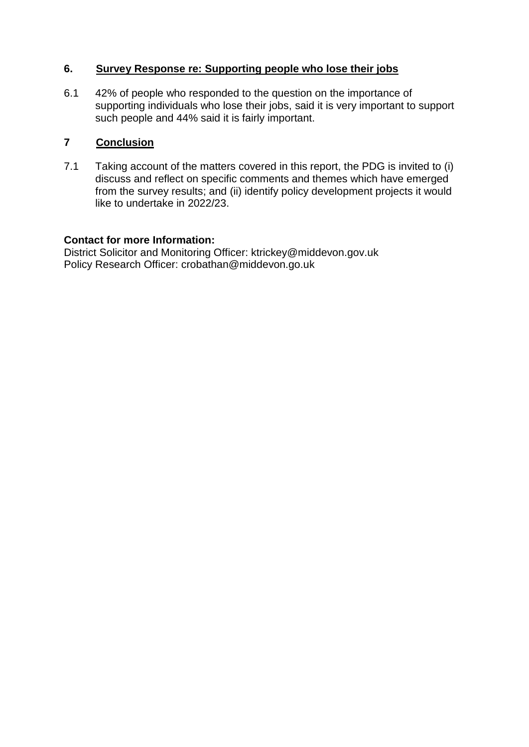## 6. Survey Response re: Supporting people who lose their jobs

6.1 42% of people who responded to the question on the importance of supporting individuals who lose their jobs, said it is very important to support such people and 44% said it is fairly important.

## 7 Conclusion

7.1 Taking account of the matters covered in this report, the PDG is invited to (i) discuss and reflect on specific comments and themes which have emerged from the survey results; and (ii) identify policy development projects it would like to undertake in 2022/23.

**Contact for more Information:**
District Solicitor and Monitoring Officer: ktrickey@middevon.gov.uk
Policy Research Officer: crobathan@middevon.go.uk